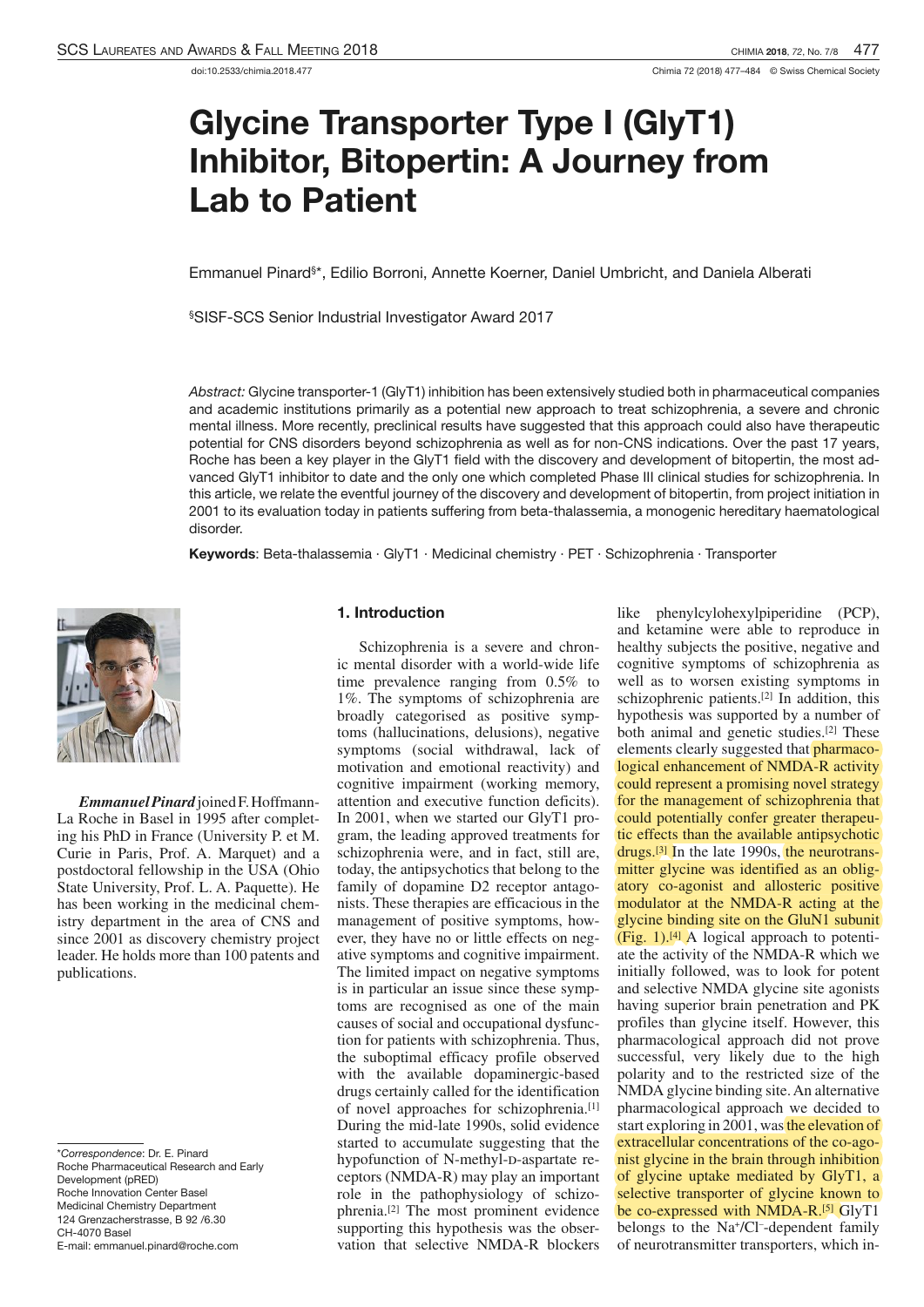doi:10.2533/chimia.2018.477

# Glycine Transporter Type I (GlyT1) Inhibitor, Bitopertin: A Journey from Lab to Patient

Emmanuel Pinard§*, Edilio Borroni, Annette Koerner, Daniel Umbricht, and Daniela Alberati

§SISF-SCS Senior Industrial Investigator Award 2017

*Abstract:* Glycine transporter-1 (GlyT1) inhibition has been extensively studied both in pharmaceutical companies and academic institutions primarily as a potential new approach to treat schizophrenia, a severe and chronic mental illness. More recently, preclinical results have suggested that this approach could also have therapeutic potential for CNS disorders beyond schizophrenia as well as for non-CNS indications. Over the past 17 years, Roche has been a key player in the GlyT1 field with the discovery and development of bitopertin, the most advanced GlyT1 inhibitor to date and the only one which completed Phase III clinical studies for schizophrenia. In this article, we relate the eventful journey of the discovery and development of bitopertin, from project initiation in 2001 to its evaluation today in patients suffering from beta-thalassemia, a monogenic hereditary haematological disorder.

**Keywords**: Beta-thalassemia · GlyT1 · Medicinal chemistry · PET · Schizophrenia · Transporter

***Emmanuel Pinard*** joined F. Hoffmann-La Roche in Basel in 1995 after completing his PhD in France (University P. et M. Curie in Paris, Prof. A. Marquet) and a postdoctoral fellowship in the USA (Ohio State University, Prof. L. A. Paquette). He has been working in the medicinal chemistry department in the area of CNS and since 2001 as discovery chemistry project leader. He holds more than 100 patents and publications.

## 1. Introduction

Schizophrenia is a severe and chronic mental disorder with a world-wide life time prevalence ranging from 0.5% to 1%. The symptoms of schizophrenia are broadly categorised as positive symptoms (hallucinations, delusions), negative symptoms (social withdrawal, lack of motivation and emotional reactivity) and cognitive impairment (working memory, attention and executive function deficits). In 2001, when we started our GlyT1 program, the leading approved treatments for schizophrenia were, and in fact, still are, today, the antipsychotics that belong to the family of dopamine D2 receptor antagonists. These therapies are efficacious in the management of positive symptoms, however, they have no or little effects on negative symptoms and cognitive impairment. The limited impact on negative symptoms is in particular an issue since these symptoms are recognised as one of the main causes of social and occupational dysfunction for patients with schizophrenia. Thus, the suboptimal efficacy profile observed with the available dopaminergic-based drugs certainly called for the identification of novel approaches for schizophrenia.[1] During the mid-late 1990s, solid evidence started to accumulate suggesting that the hypofunction of N-methyl-D-aspartate receptors (NMDA-R) may play an important role in the pathophysiology of schizophrenia.[2] The most prominent evidence supporting this hypothesis was the observation that selective NMDA-R blockers like phenylcylohexylpiperidine (PCP), and ketamine were able to reproduce in healthy subjects the positive, negative and cognitive symptoms of schizophrenia as well as to worsen existing symptoms in schizophrenic patients.[2] In addition, this hypothesis was supported by a number of both animal and genetic studies.[2] These elements clearly suggested that pharmacological enhancement of NMDA-R activity could represent a promising novel strategy for the management of schizophrenia that could potentially confer greater therapeutic effects than the available antipsychotic drugs.[3] In the late 1990s, the neurotransmitter glycine was identified as an obligatory co-agonist and allosteric positive modulator at the NMDA-R acting at the glycine binding site on the GluN1 subunit (Fig. 1).[4] A logical approach to potentiate the activity of the NMDA-R which we initially followed, was to look for potent and selective NMDA glycine site agonists having superior brain penetration and PK profiles than glycine itself. However, this pharmacological approach did not prove successful, very likely due to the high polarity and to the restricted size of the NMDA glycine binding site. An alternative pharmacological approach we decided to start exploring in 2001, was the elevation of extracellular concentrations of the co-agonist glycine in the brain through inhibition of glycine uptake mediated by GlyT1, a selective transporter of glycine known to be co-expressed with NMDA-R.[5] GlyT1 belongs to the $Na^+/Cl^-$-dependent family of neurotransmitter transporters, which in-

*Correspondence: Dr. E. Pinard
Roche Pharmaceutical Research and Early Development (pRED)
Roche Innovation Center Basel
Medicinal Chemistry Department
124 Grenzacherstrasse, B 92 /6.30
CH-4070 Basel
E-mail: emmanuel.pinard@roche.com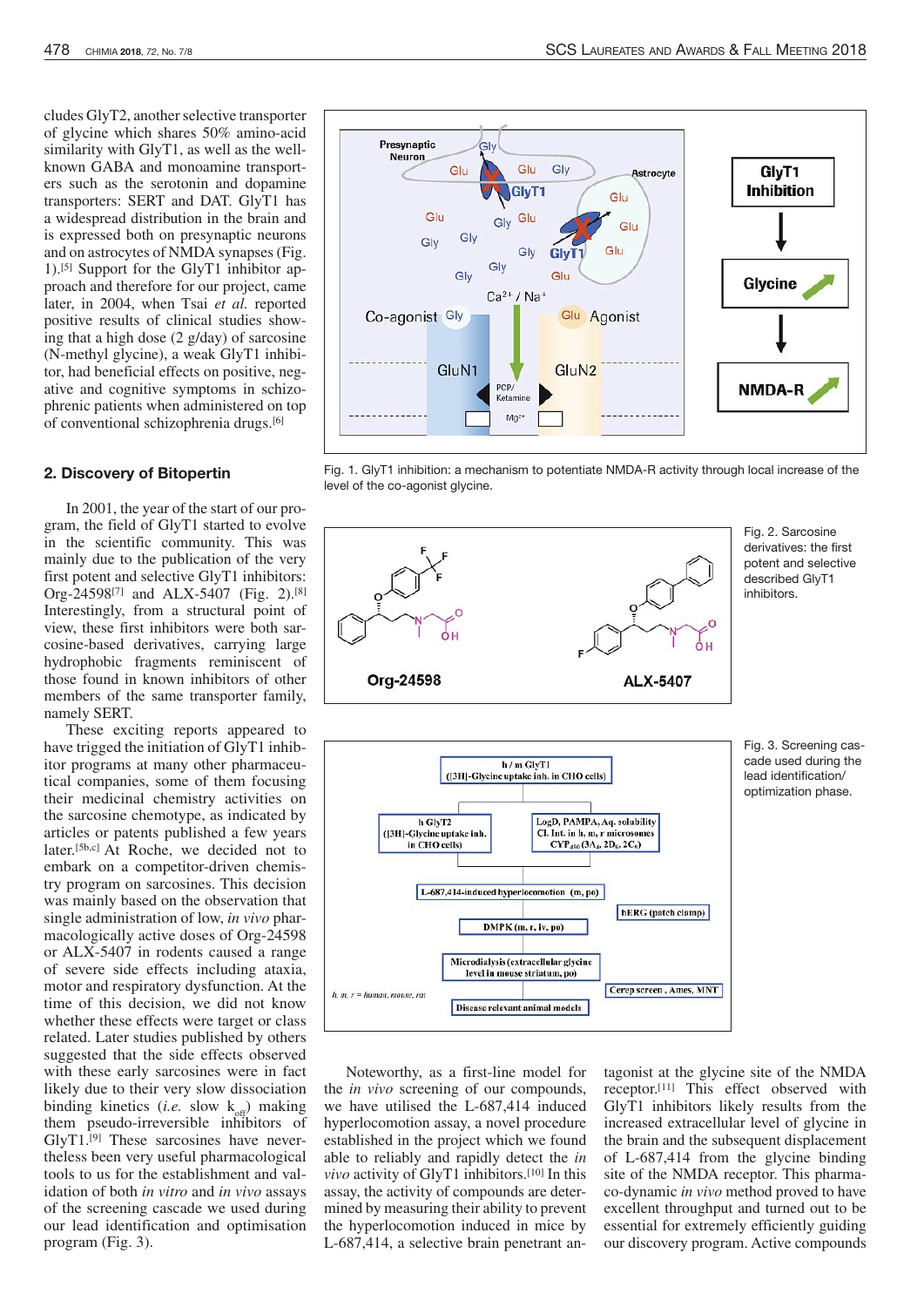cludes GlyT2, another selective transporter of glycine which shares 50% amino-acid similarity with GlyT1, as well as the well-known GABA and monoamine transporters such as the serotonin and dopamine transporters: SERT and DAT. GlyT1 has a widespread distribution in the brain and is expressed both on presynaptic neurons and on astrocytes of NMDA synapses (Fig. 1).[5] Support for the GlyT1 inhibitor approach and therefore for our project, came later, in 2004, when Tsai *et al.* reported positive results of clinical studies showing that a high dose (2 g/day) of sarcosine (N-methyl glycine), a weak GlyT1 inhibitor, had beneficial effects on positive, negative and cognitive symptoms in schizophrenic patients when administered on top of conventional schizophrenia drugs.[6]

## 2. Discovery of Bitopertin

In 2001, the year of the start of our program, the field of GlyT1 started to evolve in the scientific community. This was mainly due to the publication of the very first potent and selective GlyT1 inhibitors: Org-24598[7] and ALX-5407 (Fig. 2).[8] Interestingly, from a structural point of view, these first inhibitors were both sarcosine-based derivatives, carrying large hydrophobic fragments reminiscent of those found in known inhibitors of other members of the same transporter family, namely SERT.

These exciting reports appeared to have trigged the initiation of GlyT1 inhibitor programs at many other pharmaceutical companies, some of them focusing their medicinal chemistry activities on the sarcosine chemotype, as indicated by articles or patents published a few years later.[5b,c] At Roche, we decided not to embark on a competitor-driven chemistry program on sarcosines. This decision was mainly based on the observation that single administration of low, *in vivo* pharmacologically active doses of Org-24598 or ALX-5407 in rodents caused a range of severe side effects including ataxia, motor and respiratory dysfunction. At the time of this decision, we did not know whether these effects were target or class related. Later studies published by others suggested that the side effects observed with these early sarcosines were in fact likely due to their very slow dissociation binding kinetics (*i.e.* slow $k_{off}$) making them pseudo-irreversible inhibitors of GlyT1.[9] These sarcosines have nevertheless been very useful pharmacological tools to us for the establishment and validation of both *in vitro* and *in vivo* assays of the screening cascade we used during our lead identification and optimisation program (Fig. 3).

Fig. 1. GlyT1 inhibition: a mechanism to potentiate NMDA-R activity through local increase of the level of the co-agonist glycine.

Fig. 2. Sarcosine derivatives: the first potent and selective described GlyT1 inhibitors.

Fig. 3. Screening cascade used during the lead identification/optimization phase.

Noteworthy, as a first-line model for the *in vivo* screening of our compounds, we have utilised the L-687,414 induced hyperlocomotion assay, a novel procedure established in the project which we found able to reliably and rapidly detect the *in vivo* activity of GlyT1 inhibitors.[10] In this assay, the activity of compounds are determined by measuring their ability to prevent the hyperlocomotion induced in mice by L-687,414, a selective brain penetrant antagonist at the glycine site of the NMDA receptor.[11] This effect observed with GlyT1 inhibitors likely results from the increased extracellular level of glycine in the brain and the subsequent displacement of L-687,414 from the glycine binding site of the NMDA receptor. This pharmaco-dynamic *in vivo* method proved to have excellent throughput and turned out to be essential for extremely efficiently guiding our discovery program. Active compounds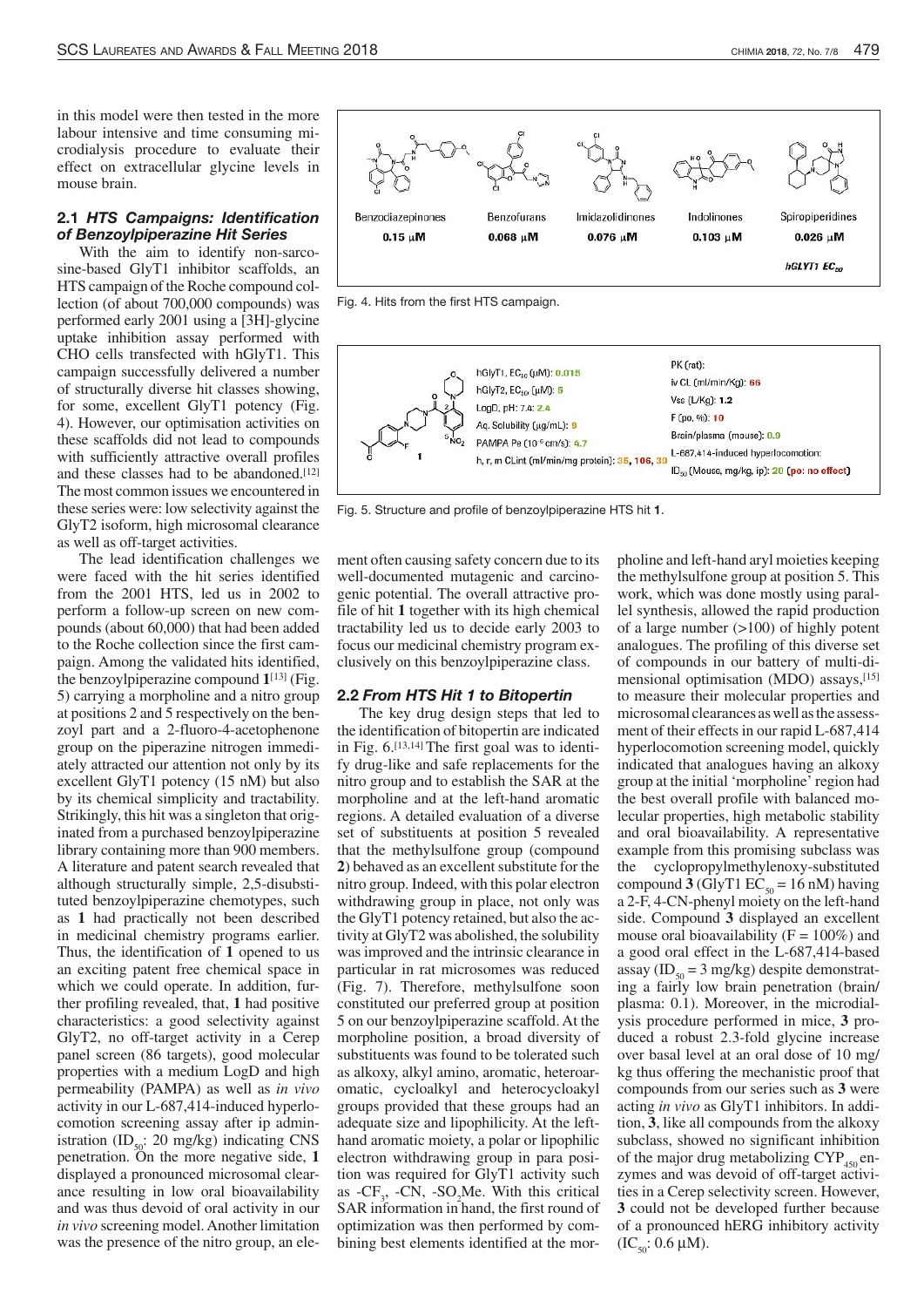in this model were then tested in the more labour intensive and time consuming microdialysis procedure to evaluate their effect on extracellular glycine levels in mouse brain.

### 2.1 *HTS Campaigns: Identification of Benzoylpiperazine Hit Series*

With the aim to identify non-sarcosine-based GlyT1 inhibitor scaffolds, an HTS campaign of the Roche compound collection (of about 700,000 compounds) was performed early 2001 using a [3H]-glycine uptake inhibition assay performed with CHO cells transfected with hGlyT1. This campaign successfully delivered a number of structurally diverse hit classes showing, for some, excellent GlyT1 potency (Fig. 4). However, our optimisation activities on these scaffolds did not lead to compounds with sufficiently attractive overall profiles and these classes had to be abandoned.[12] The most common issues we encountered in these series were: low selectivity against the GlyT2 isoform, high microsomal clearance as well as off-target activities.

The lead identification challenges we were faced with the hit series identified from the 2001 HTS, led us in 2002 to perform a follow-up screen on new compounds (about 60,000) that had been added to the Roche collection since the first campaign. Among the validated hits identified, the benzoylpiperazine compound **1**[13] (Fig. 5) carrying a morpholine and a nitro group at positions 2 and 5 respectively on the benzoyl part and a 2-fluoro-4-acetophenone group on the piperazine nitrogen immediately attracted our attention not only by its excellent GlyT1 potency (15 nM) but also by its chemical simplicity and tractability. Strikingly, this hit was a singleton that originated from a purchased benzoylpiperazine library containing more than 900 members. A literature and patent search revealed that although structurally simple, 2,5-disubstituted benzoylpiperazine chemotypes, such as **1** had practically not been described in medicinal chemistry programs earlier. Thus, the identification of **1** opened to us an exciting patent free chemical space in which we could operate. In addition, further profiling revealed, that, **1** had positive characteristics: a good selectivity against GlyT2, no off-target activity in a Cerep panel screen (86 targets), good molecular properties with a medium LogD and high permeability (PAMPA) as well as *in vivo* activity in our L-687,414-induced hyperlocomotion screening assay after ip administration ($ID_{50}$: 20 mg/kg) indicating CNS penetration. On the more negative side, **1** displayed a pronounced microsomal clearance resulting in low oral bioavailability and was thus devoid of oral activity in our *in vivo* screening model. Another limitation was the presence of the nitro group, an element often causing safety concern due to its well-documented mutagenic and carcinogenic potential. The overall attractive profile of hit **1** together with its high chemical tractability led us to decide early 2003 to focus our medicinal chemistry program exclusively on this benzoylpiperazine class.

Benzodiazepinones 0.15 μM | Benzofurans 0.068 μM | Imidazolidinones 0.076 μM | Indolinones 0.103 μM | Spiropiperidines 0.026 μM | *hGLYT1 EC50*

Fig. 4. Hits from the first HTS campaign.

hGlyT1, $EC_{50}$ (μM): 0.015
hGlyT2, $EC_{50}$ (μM): 5
LogD, pH: 7.4: 2.4
Aq. Solubility (μg/mL): 9
PAMPA Pe ($10^{-6}$ cm/s): 4.7
h, r, m CLint (ml/min/mg protein): 35, 106, 30

PK (rat):
iv CL (ml/min/Kg): 66
Vss (L/Kg): 1.2
F (po, %): 10
Brain/plasma (mouse): 0.9
L-687,414-induced hyperlocomotion:
$ID_{50}$ (Mouse, mg/kg, ip): 20 (po: no effect)

Fig. 5. Structure and profile of benzoylpiperazine HTS hit **1**.

### 2.2 *From HTS Hit 1 to Bitopertin*

The key drug design steps that led to the identification of bitopertin are indicated in Fig. 6.[13,14] The first goal was to identify drug-like and safe replacements for the nitro group and to establish the SAR at the morpholine and at the left-hand aromatic regions. A detailed evaluation of a diverse set of substituents at position 5 revealed that the methylsulfone group (compound **2**) behaved as an excellent substitute for the nitro group. Indeed, with this polar electron withdrawing group in place, not only was the GlyT1 potency retained, but also the activity at GlyT2 was abolished, the solubility was improved and the intrinsic clearance in particular in rat microsomes was reduced (Fig. 7). Therefore, methylsulfone soon constituted our preferred group at position 5 on our benzoylpiperazine scaffold. At the morpholine position, a broad diversity of substituents was found to be tolerated such as alkoxy, alkyl amino, aromatic, heteroaromatic, cycloalkyl and heterocycloakyl groups provided that these groups had an adequate size and lipophilicity. At the left-hand aromatic moiety, a polar or lipophilic electron withdrawing group in para position was required for GlyT1 activity such as $-CF_3$, -CN, $-SO_2Me$. With this critical SAR information in hand, the first round of optimization was then performed by combining best elements identified at the morpholine and left-hand aryl moieties keeping the methylsulfone group at position 5. This work, which was done mostly using parallel synthesis, allowed the rapid production of a large number (>100) of highly potent analogues. The profiling of this diverse set of compounds in our battery of multi-dimensional optimisation (MDO) assays,[15] to measure their molecular properties and microsomal clearances as well as the assessment of their effects in our rapid L-687,414 hyperlocomotion screening model, quickly indicated that analogues having an alkoxy group at the initial 'morpholine' region had the best overall profile with balanced molecular properties, high metabolic stability and oral bioavailability. A representative example from this promising subclass was the cyclopropylmethylenoxy-substituted compound **3** (GlyT1 $EC_{50}$ = 16 nM) having a 2-F, 4-CN-phenyl moiety on the left-hand side. Compound **3** displayed an excellent mouse oral bioavailability (F = 100%) and a good oral effect in the L-687,414-based assay ($ID_{50}$ = 3 mg/kg) despite demonstrating a fairly low brain penetration (brain/plasma: 0.1). Moreover, in the microdialysis procedure performed in mice, **3** produced a robust 2.3-fold glycine increase over basal level at an oral dose of 10 mg/kg thus offering the mechanistic proof that compounds from our series such as **3** were acting *in vivo* as GlyT1 inhibitors. In addition, **3**, like all compounds from the alkoxy subclass, showed no significant inhibition of the major drug metabolizing $CYP_{450}$ enzymes and was devoid of off-target activities in a Cerep selectivity screen. However, **3** could not be developed further because of a pronounced hERG inhibitory activity ($IC_{50}$: 0.6 μM).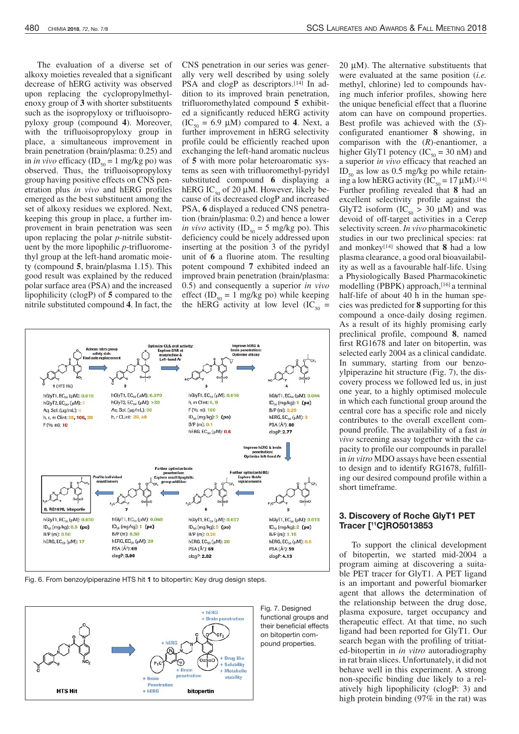The evaluation of a diverse set of alkoxy moieties revealed that a significant decrease of hERG activity was observed upon replacing the cyclopropylmethylenoxy group of **3** with shorter substituents such as the isopropyloxy or trifluoisopropyloxy group (compound **4**). Moreover, with the trifluoisopropyloxy group in place, a simultaneous improvement in brain penetration (brain/plasma: 0.25) and in *in vivo* efficacy ($ID_{50}$ = 1 mg/kg po) was observed. Thus, the trifluoisopropyloxy group having positive effects on CNS penetration plus *in vivo* and hERG profiles emerged as the best substituent among the set of alkoxy residues we explored. Next, keeping this group in place, a further improvement in brain penetration was seen upon replacing the polar *p*-nitrile substituent by the more lipophilic *p*-trifluoromethyl group at the left-hand aromatic moiety (compound **5**, brain/plasma 1.15). This good result was explained by the reduced polar surface area (PSA) and the increased lipophilicity (clogP) of **5** compared to the nitrile substituted compound **4**. In fact, the CNS penetration in our series was generally very well described by using solely PSA and clogP as descriptors.[14] In addition to its improved brain penetration, trifluoromethylated compound **5** exhibited a significantly reduced hERG activity ($IC_{50}$ = 6.9 µM) compared to **4**. Next, a further improvement in hERG selectivity profile could be efficiently reached upon exchanging the left-hand aromatic nucleus of **5** with more polar heteroaromatic systems as seen with trifluoromethyl-pyridyl substituted compound **6** displaying a hERG $IC_{50}$ of 20 µM. However, likely because of its decreased clogP and increased PSA, **6** displayed a reduced CNS penetration (brain/plasma: 0.2) and hence a lower *in vivo* activity ($ID_{50}$ = 5 mg/kg po). This deficiency could be nicely addressed upon inserting at the position 3 of the pyridyl unit of **6** a fluorine atom. The resulting potent compound **7** exhibited indeed an improved brain penetration (brain/plasma: 0.5) and consequently a superior *in vivo* effect ($ID_{50}$ = 1 mg/kg po) while keeping the hERG activity at low level ($IC_{50}$ = 20 µM). The alternative substituents that were evaluated at the same position (*i.e.* methyl, chlorine) led to compounds having much inferior profiles, showing here the unique beneficial effect that a fluorine atom can have on compound properties. Best profile was achieved with the (*S*)-configurated enantiomer **8** showing, in comparison with the (*R*)-enantiomer, a higher GlyT1 potency ($IC_{50}$ = 30 nM) and a superior *in vivo* efficacy that reached an $ID_{50}$ as low as 0.5 mg/kg po while retaining a low hERG activity ($IC_{50}$ = 17 µM).[14] Further profiling revealed that **8** had an excellent selectivity profile against the GlyT2 isoform ($IC_{50}$ > 30 µM) and was devoid of off-target activities in a Cerep selectivity screen. *In vivo* pharmacokinetic studies in our two preclinical species: rat and monkey[14] showed that **8** had a low plasma clearance, a good oral bioavailability as well as a favourable half-life. Using a Physiologically Based Pharmacokinetic modelling (PBPK) approach,[16] a terminal half-life of about 40 h in the human species was predicted for **8** supporting for this compound a once-daily dosing regimen. As a result of its highly promising early preclinical profile, compound **8**, named first RG1678 and later on bitopertin, was selected early 2004 as a clinical candidate. In summary, starting from our benzoylpiperazine hit structure (Fig. 7), the discovery process we followed led us, in just one year, to a highly optimised molecule in which each functional group around the central core has a specific role and nicely contributes to the overall excellent compound profile. The availability of a fast *in vivo* screening assay together with the capacity to profile our compounds in parallel in *in vitro* MDO assays have been essential to design and to identify RG1678, fulfilling our desired compound profile within a short timeframe.

Fig. 6. From benzoylpiperazine HTS hit **1** to bitopertin: Key drug design steps.

Fig. 7. Designed functional groups and their beneficial effects on bitopertin compound properties.

## 3. Discovery of Roche GlyT1 PET Tracer [11C]RO5013853

To support the clinical development of bitopertin, we started mid-2004 a program aiming at discovering a suitable PET tracer for GlyT1. A PET ligand is an important and powerful biomarker agent that allows the determination of the relationship between the drug dose, plasma exposure, target occupancy and therapeutic effect. At that time, no such ligand had been reported for GlyT1. Our search began with the profiling of tritiated-bitopertin in *in vitro* autoradiography in rat brain slices. Unfortunately, it did not behave well in this experiment. A strong non-specific binding due likely to a relatively high lipophilicity (clogP: 3) and high protein binding (97% in the rat) was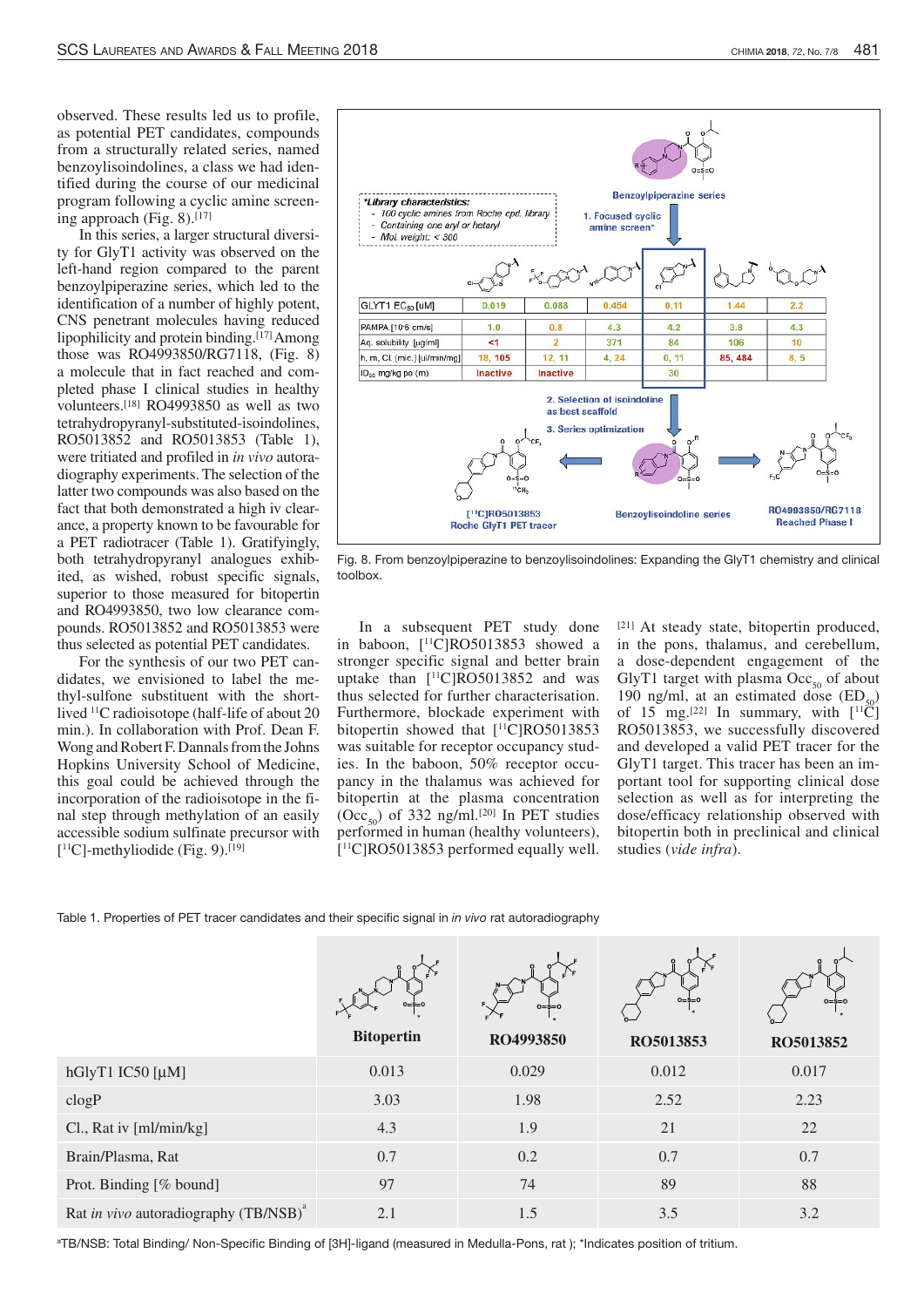observed. These results led us to profile, as potential PET candidates, compounds from a structurally related series, named benzoylisoindolines, a class we had identified during the course of our medicinal program following a cyclic amine screening approach (Fig. 8).[17]

In this series, a larger structural diversity for GlyT1 activity was observed on the left-hand region compared to the parent benzoylpiperazine series, which led to the identification of a number of highly potent, CNS penetrant molecules having reduced lipophilicity and protein binding.[17] Among those was RO4993850/RG7118, (Fig. 8) a molecule that in fact reached and completed phase I clinical studies in healthy volunteers.[18] RO4993850 as well as two tetrahydropyranyl-substituted-isoindolines, RO5013852 and RO5013853 (Table 1), were tritiated and profiled in *in vivo* autoradiography experiments. The selection of the latter two compounds was also based on the fact that both demonstrated a high iv clearance, a property known to be favourable for a PET radiotracer (Table 1). Gratifyingly, both tetrahydropyranyl analogues exhibited, as wished, robust specific signals, superior to those measured for bitopertin and RO4993850, two low clearance compounds. RO5013852 and RO5013853 were thus selected as potential PET candidates.

For the synthesis of our two PET candidates, we envisioned to label the methyl-sulfone substituent with the short-lived $^{11}$C radioisotope (half-life of about 20 min.). In collaboration with Prof. Dean F. Wong and Robert F. Dannals from the Johns Hopkins University School of Medicine, this goal could be achieved through the incorporation of the radioisotope in the final step through methylation of an easily accessible sodium sulfinate precursor with [$^{11}$C]-methyliodide (Fig. 9).[19]

In a subsequent PET study done in baboon, [$^{11}$C]RO5013853 showed a stronger specific signal and better brain uptake than [$^{11}$C]RO5013852 and was thus selected for further characterisation. Furthermore, blockade experiment with bitopertin showed that [$^{11}$C]RO5013853 was suitable for receptor occupancy studies. In the baboon, 50% receptor occupancy in the thalamus was achieved for bitopertin at the plasma concentration ($Occ_{50}$) of 332 ng/ml.[20] In PET studies performed in human (healthy volunteers), [$^{11}$C]RO5013853 performed equally well.[21] At steady state, bitopertin produced, in the pons, thalamus, and cerebellum, a dose-dependent engagement of the GlyT1 target with plasma $Occ_{50}$ of about 190 ng/ml, at an estimated dose ($ED_{50}$) of 15 mg.[22] In summary, with [$^{11}$C] RO5013853, we successfully discovered and developed a valid PET tracer for the GlyT1 target. This tracer has been an important tool for supporting clinical dose selection as well as for interpreting the dose/efficacy relationship observed with bitopertin both in preclinical and clinical studies (*vide infra*).

*Library characteristics:
- 100 cyclic amines from Roche cpd. library
- Containing one aryl or hetaryl
- Mol. weight: < 300

Benzoylpiperazine series → 1. Focused cyclic amine screen*

| | | | | | | |
|---|---|---|---|---|---|---|
| GLYT1 $EC_{50}$ [uM] | 0.019 | 0.088 | 0.454 | 0.11 | 1.44 | 2.2 |
| PAMPA [$10^{-6}$ cm/s] | 1.0 | 0.8 | 4.3 | 4.2 | 3.8 | 4.3 |
| Aq. solubility [µg/ml] | <1 | 2 | 371 | 84 | 106 | 10 |
| h, m, Cl. (mic.) [ul/min/mg] | 18, 105 | 12, 11 | 4, 24 | 0, 11 | 85, 484 | 8, 5 |
| $ID_{50}$ mg/kg po (m) | Inactive | Inactive | | 30 | | |

2. Selection of isoindoline as best scaffold
3. Series optimization

[$^{11}$C]RO5013853 Roche GlyT1 PET tracer — Benzoylisoindoline series — RO4993850/RG7118 Reached Phase I

Fig. 8. From benzoylpiperazine to benzoylisoindolines: Expanding the GlyT1 chemistry and clinical toolbox.

Table 1. Properties of PET tracer candidates and their specific signal in *in vivo* rat autoradiography

| | Bitopertin | RO4993850 | RO5013853 | RO5013852 |
|---|---|---|---|---|
| hGlyT1 IC50 [µM] | 0.013 | 0.029 | 0.012 | 0.017 |
| clogP | 3.03 | 1.98 | 2.52 | 2.23 |
| Cl., Rat iv [ml/min/kg] | 4.3 | 1.9 | 21 | 22 |
| Brain/Plasma, Rat | 0.7 | 0.2 | 0.7 | 0.7 |
| Prot. Binding [% bound] | 97 | 74 | 89 | 88 |
| Rat *in vivo* autoradiography (TB/NSB)[a] | 2.1 | 1.5 | 3.5 | 3.2 |

[a]TB/NSB: Total Binding/ Non-Specific Binding of [3H]-ligand (measured in Medulla-Pons, rat ); *Indicates position of tritium.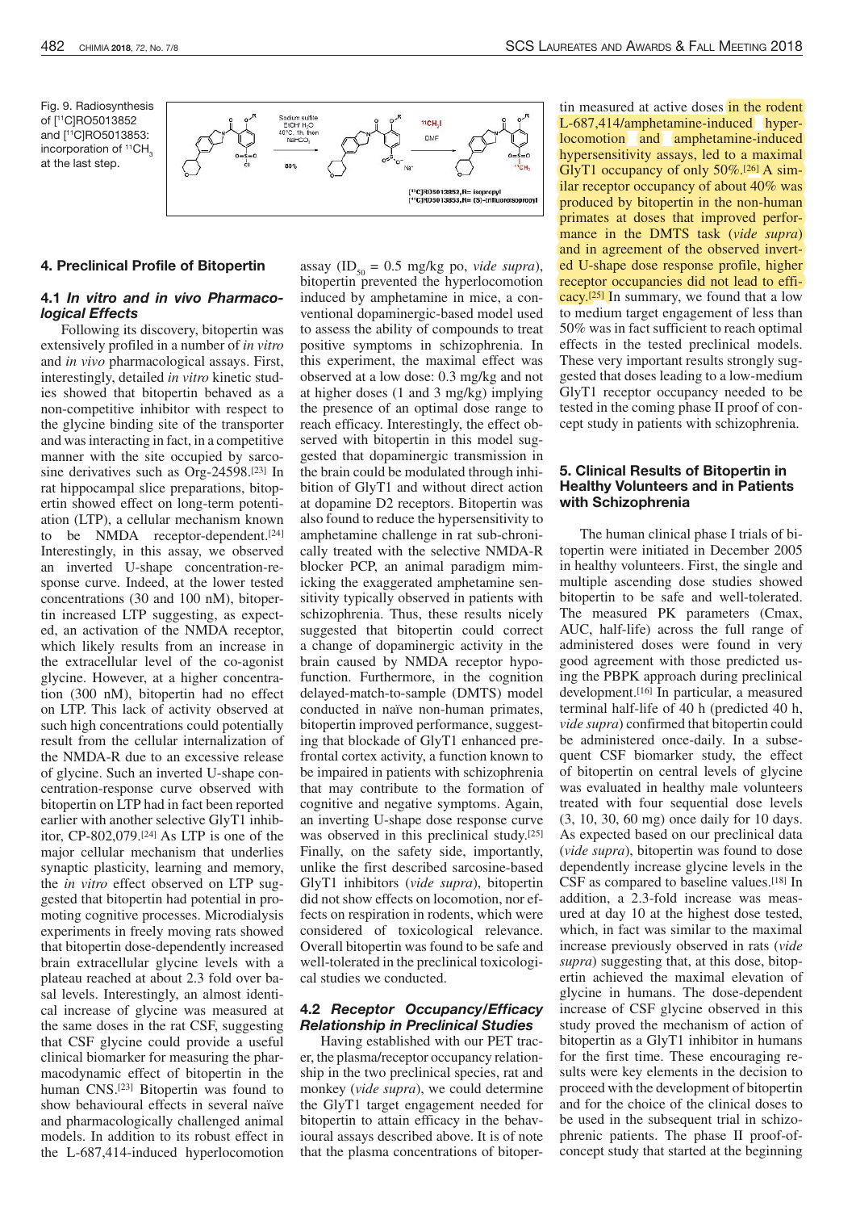Fig. 9. Radiosynthesis of [$^{11}$C]RO5013852 and [$^{11}$C]RO5013853: incorporation of $^{11}CH_3$ at the last step.

## 4. Preclinical Profile of Bitopertin

### 4.1 *In vitro and in vivo Pharmacological Effects*

Following its discovery, bitopertin was extensively profiled in a number of *in vitro* and *in vivo* pharmacological assays. First, interestingly, detailed *in vitro* kinetic studies showed that bitopertin behaved as a non-competitive inhibitor with respect to the glycine binding site of the transporter and was interacting in fact, in a competitive manner with the site occupied by sarcosine derivatives such as Org-24598.[23] In rat hippocampal slice preparations, bitopertin showed effect on long-term potentiation (LTP), a cellular mechanism known to be NMDA receptor-dependent.[24] Interestingly, in this assay, we observed an inverted U-shape concentration-response curve. Indeed, at the lower tested concentrations (30 and 100 nM), bitopertin increased LTP suggesting, as expected, an activation of the NMDA receptor, which likely results from an increase in the extracellular level of the co-agonist glycine. However, at a higher concentration (300 nM), bitopertin had no effect on LTP. This lack of activity observed at such high concentrations could potentially result from the cellular internalization of the NMDA-R due to an excessive release of glycine. Such an inverted U-shape concentration-response curve observed with bitopertin on LTP had in fact been reported earlier with another selective GlyT1 inhibitor, CP-802,079.[24] As LTP is one of the major cellular mechanism that underlies synaptic plasticity, learning and memory, the *in vitro* effect observed on LTP suggested that bitopertin had potential in promoting cognitive processes. Microdialysis experiments in freely moving rats showed that bitopertin dose-dependently increased brain extracellular glycine levels with a plateau reached at about 2.3 fold over basal levels. Interestingly, an almost identical increase of glycine was measured at the same doses in the rat CSF, suggesting that CSF glycine could provide a useful clinical biomarker for measuring the pharmacodynamic effect of bitopertin in the human CNS.[23] Bitopertin was found to show behavioural effects in several naïve and pharmacologically challenged animal models. In addition to its robust effect in the L-687,414-induced hyperlocomotion assay ($ID_{50}$ = 0.5 mg/kg po, *vide supra*), bitopertin prevented the hyperlocomotion induced by amphetamine in mice, a conventional dopaminergic-based model used to assess the ability of compounds to treat positive symptoms in schizophrenia. In this experiment, the maximal effect was observed at a low dose: 0.3 mg/kg and not at higher doses (1 and 3 mg/kg) implying the presence of an optimal dose range to reach efficacy. Interestingly, the effect observed with bitopertin in this model suggested that dopaminergic transmission in the brain could be modulated through inhibition of GlyT1 and without direct action at dopamine D2 receptors. Bitopertin was also found to reduce the hypersensitivity to amphetamine challenge in rat sub-chronically treated with the selective NMDA-R blocker PCP, an animal paradigm mimicking the exaggerated amphetamine sensitivity typically observed in patients with schizophrenia. Thus, these results nicely suggested that bitopertin could correct a change of dopaminergic activity in the brain caused by NMDA receptor hypofunction. Furthermore, in the cognition delayed-match-to-sample (DMTS) model conducted in naïve non-human primates, bitopertin improved performance, suggesting that blockade of GlyT1 enhanced prefrontal cortex activity, a function known to be impaired in patients with schizophrenia that may contribute to the formation of cognitive and negative symptoms. Again, an inverting U-shape dose response curve was observed in this preclinical study.[25] Finally, on the safety side, importantly, unlike the first described sarcosine-based GlyT1 inhibitors (*vide supra*), bitopertin did not show effects on locomotion, nor effects on respiration in rodents, which were considered of toxicological relevance. Overall bitopertin was found to be safe and well-tolerated in the preclinical toxicological studies we conducted.

### 4.2 *Receptor Occupancy/Efficacy Relationship in Preclinical Studies*

Having established with our PET tracer, the plasma/receptor occupancy relationship in the two preclinical species, rat and monkey (*vide supra*), we could determine the GlyT1 target engagement needed for bitopertin to attain efficacy in the behavioural assays described above. It is of note that the plasma concentrations of bitopertin measured at active doses in the rodent L-687,414/amphetamine-induced hyperlocomotion and amphetamine-induced hypersensitivity assays, led to a maximal GlyT1 occupancy of only 50%.[26] A similar receptor occupancy of about 40% was produced by bitopertin in the non-human primates at doses that improved performance in the DMTS task (*vide supra*) and in agreement of the observed inverted U-shape dose response profile, higher receptor occupancies did not lead to efficacy.[25] In summary, we found that a low to medium target engagement of less than 50% was in fact sufficient to reach optimal effects in the tested preclinical models. These very important results strongly suggested that doses leading to a low-medium GlyT1 receptor occupancy needed to be tested in the coming phase II proof of concept study in patients with schizophrenia.

## 5. Clinical Results of Bitopertin in Healthy Volunteers and in Patients with Schizophrenia

The human clinical phase I trials of bitopertin were initiated in December 2005 in healthy volunteers. First, the single and multiple ascending dose studies showed bitopertin to be safe and well-tolerated. The measured PK parameters (Cmax, AUC, half-life) across the full range of administered doses were found in very good agreement with those predicted using the PBPK approach during preclinical development.[16] In particular, a measured terminal half-life of 40 h (predicted 40 h, *vide supra*) confirmed that bitopertin could be administered once-daily. In a subsequent CSF biomarker study, the effect of bitopertin on central levels of glycine was evaluated in healthy male volunteers treated with four sequential dose levels (3, 10, 30, 60 mg) once daily for 10 days. As expected based on our preclinical data (*vide supra*), bitopertin was found to dose dependently increase glycine levels in the CSF as compared to baseline values.[18] In addition, a 2.3-fold increase was measured at day 10 at the highest dose tested, which, in fact was similar to the maximal increase previously observed in rats (*vide supra*) suggesting that, at this dose, bitopertin achieved the maximal elevation of glycine in humans. The dose-dependent increase of CSF glycine observed in this study proved the mechanism of action of bitopertin as a GlyT1 inhibitor in humans for the first time. These encouraging results were key elements in the decision to proceed with the development of bitopertin and for the choice of the clinical doses to be used in the subsequent trial in schizophrenic patients. The phase II proof-of-concept study that started at the beginning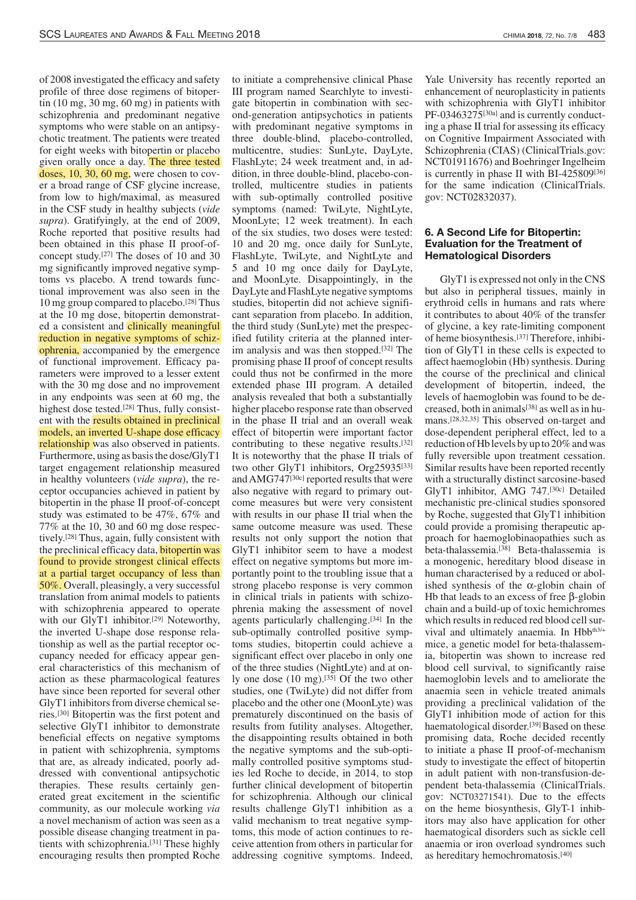of 2008 investigated the efficacy and safety profile of three dose regimens of bitopertin (10 mg, 30 mg, 60 mg) in patients with schizophrenia and predominant negative symptoms who were stable on an antipsychotic treatment. The patients were treated for eight weeks with bitopertin or placebo given orally once a day. The three tested doses, 10, 30, 60 mg, were chosen to cover a broad range of CSF glycine increase, from low to high/maximal, as measured in the CSF study in healthy subjects (*vide supra*). Gratifyingly, at the end of 2009, Roche reported that positive results had been obtained in this phase II proof-of-concept study.[27] The doses of 10 and 30 mg significantly improved negative symptoms vs placebo. A trend towards functional improvement was also seen in the 10 mg group compared to placebo.[28] Thus at the 10 mg dose, bitopertin demonstrated a consistent and clinically meaningful reduction in negative symptoms of schizophrenia, accompanied by the emergence of functional improvement. Efficacy parameters were improved to a lesser extent with the 30 mg dose and no improvement in any endpoints was seen at 60 mg, the highest dose tested.[28] Thus, fully consistent with the results obtained in preclinical models, an inverted U-shape dose efficacy relationship was also observed in patients. Furthermore, using as basis the dose/GlyT1 target engagement relationship measured in healthy volunteers (*vide supra*), the receptor occupancies achieved in patient by bitopertin in the phase II proof-of-concept study was estimated to be 47%, 67% and 77% at the 10, 30 and 60 mg dose respectively.[28] Thus, again, fully consistent with the preclinical efficacy data, bitopertin was found to provide strongest clinical effects at a partial target occupancy of less than 50%. Overall, pleasingly, a very successful translation from animal models to patients with schizophrenia appeared to operate with our GlyT1 inhibitor.[29] Noteworthy, the inverted U-shape dose response relationship as well as the partial receptor occupancy needed for efficacy appear general characteristics of this mechanism of action as these pharmacological features have since been reported for several other GlyT1 inhibitors from diverse chemical series.[30] Bitopertin was the first potent and selective GlyT1 inhibitor to demonstrate beneficial effects on negative symptoms in patient with schizophrenia, symptoms that are, as already indicated, poorly addressed with conventional antipsychotic therapies. These results certainly generated great excitement in the scientific community, as our molecule working *via* a novel mechanism of action was seen as a possible disease changing treatment in patients with schizophrenia.[31] These highly encouraging results then prompted Roche to initiate a comprehensive clinical Phase III program named Searchlyte to investigate bitopertin in combination with second-generation antipsychotics in patients with predominant negative symptoms in three double-blind, placebo-controlled, multicentre, studies: SunLyte, DayLyte, FlashLyte; 24 week treatment and, in addition, in three double-blind, placebo-controlled, multicentre studies in patients with sub-optimally controlled positive symptoms (named: TwiLyte, NightLyte, MoonLyte; 12 week treatment). In each of the six studies, two doses were tested: 10 and 20 mg, once daily for SunLyte, FlashLyte, TwiLyte, and NightLyte and 5 and 10 mg once daily for DayLyte, and MoonLyte. Disappointingly, in the DayLyte and FlashLyte negative symptoms studies, bitopertin did not achieve significant separation from placebo. In addition, the third study (SunLyte) met the prespecified futility criteria at the planned interim analysis and was then stopped.[32] The promising phase II proof of concept results could thus not be confirmed in the more extended phase III program. A detailed analysis revealed that both a substantially higher placebo response rate than observed in the phase II trial and an overall weak effect of bitopertin were important factor contributing to these negative results.[32] It is noteworthy that the phase II trials of two other GlyT1 inhibitors, Org25935[33] and AMG747[30c] reported results that were also negative with regard to primary outcome measures but were very consistent with results in our phase II trial when the same outcome measure was used. These results not only support the notion that GlyT1 inhibitor seem to have a modest effect on negative symptoms but more importantly point to the troubling issue that a strong placebo response is very common in clinical trials in patients with schizophrenia making the assessment of novel agents particularly challenging.[34] In the sub-optimally controlled positive symptoms studies, bitopertin could achieve a significant effect over placebo in only one of the three studies (NightLyte) and at only one dose (10 mg).[35] Of the two other studies, one (TwiLyte) did not differ from placebo and the other one (MoonLyte) was prematurely discontinued on the basis of results from futility analyses. Altogether, the disappointing results obtained in both the negative symptoms and the sub-optimally controlled positive symptoms studies led Roche to decide, in 2014, to stop further clinical development of bitopertin for schizophrenia. Although our clinical results challenge GlyT1 inhibition as a valid mechanism to treat negative symptoms, this mode of action continues to receive attention from others in particular for addressing cognitive symptoms. Indeed, Yale University has recently reported an enhancement of neuroplasticity in patients with schizophrenia with GlyT1 inhibitor PF-03463275[30a] and is currently conducting a phase II trial for assessing its efficacy on Cognitive Impairment Associated with Schizophrenia (CIAS) (ClinicalTrials.gov: NCT01911676) and Boehringer Ingelheim is currently in phase II with BI-425809[36] for the same indication (ClinicalTrials.gov: NCT02832037).

## 6. A Second Life for Bitopertin: Evaluation for the Treatment of Hematological Disorders

GlyT1 is expressed not only in the CNS but also in peripheral tissues, mainly in erythroid cells in humans and rats where it contributes to about 40% of the transfer of glycine, a key rate-limiting component of heme biosynthesis.[37] Therefore, inhibition of GlyT1 in these cells is expected to affect haemoglobin (Hb) synthesis. During the course of the preclinical and clinical development of bitopertin, indeed, the levels of haemoglobin was found to be decreased, both in animals[38] as well as in humans.[28,32,35] This observed on-target and dose-dependent peripheral effect, led to a reduction of Hb levels by up to 20% and was fully reversible upon treatment cessation. Similar results have been reported recently with a structurally distinct sarcosine-based GlyT1 inhibitor, AMG 747.[30c] Detailed mechanistic pre-clinical studies sponsored by Roche, suggested that GlyT1 inhibition could provide a promising therapeutic approach for haemoglobinaopathies such as beta-thalassemia.[38] Beta-thalassemia is a monogenic, hereditary blood disease in human characterised by a reduced or abolished synthesis of the α-globin chain of Hb that leads to an excess of free β-globin chain and a build-up of toxic hemichromes which results in reduced red blood cell survival and ultimately anaemia. In $Hbb^{th3/+}$ mice, a genetic model for beta-thalassemia, bitopertin was shown to increase red blood cell survival, to significantly raise haemoglobin levels and to ameliorate the anaemia seen in vehicle treated animals providing a preclinical validation of the GlyT1 inhibition mode of action for this haematological disorder.[39] Based on these promising data, Roche decided recently to initiate a phase II proof-of-mechanism study to investigate the effect of bitopertin in adult patient with non-transfusion-dependent beta-thalassemia (ClinicalTrials.gov: NCT03271541). Due to the effects on the heme biosynthesis, GlyT-1 inhibitors may also have application for other haematogical disorders such as sickle cell anaemia or iron overload syndromes such as hereditary hemochromatosis.[40]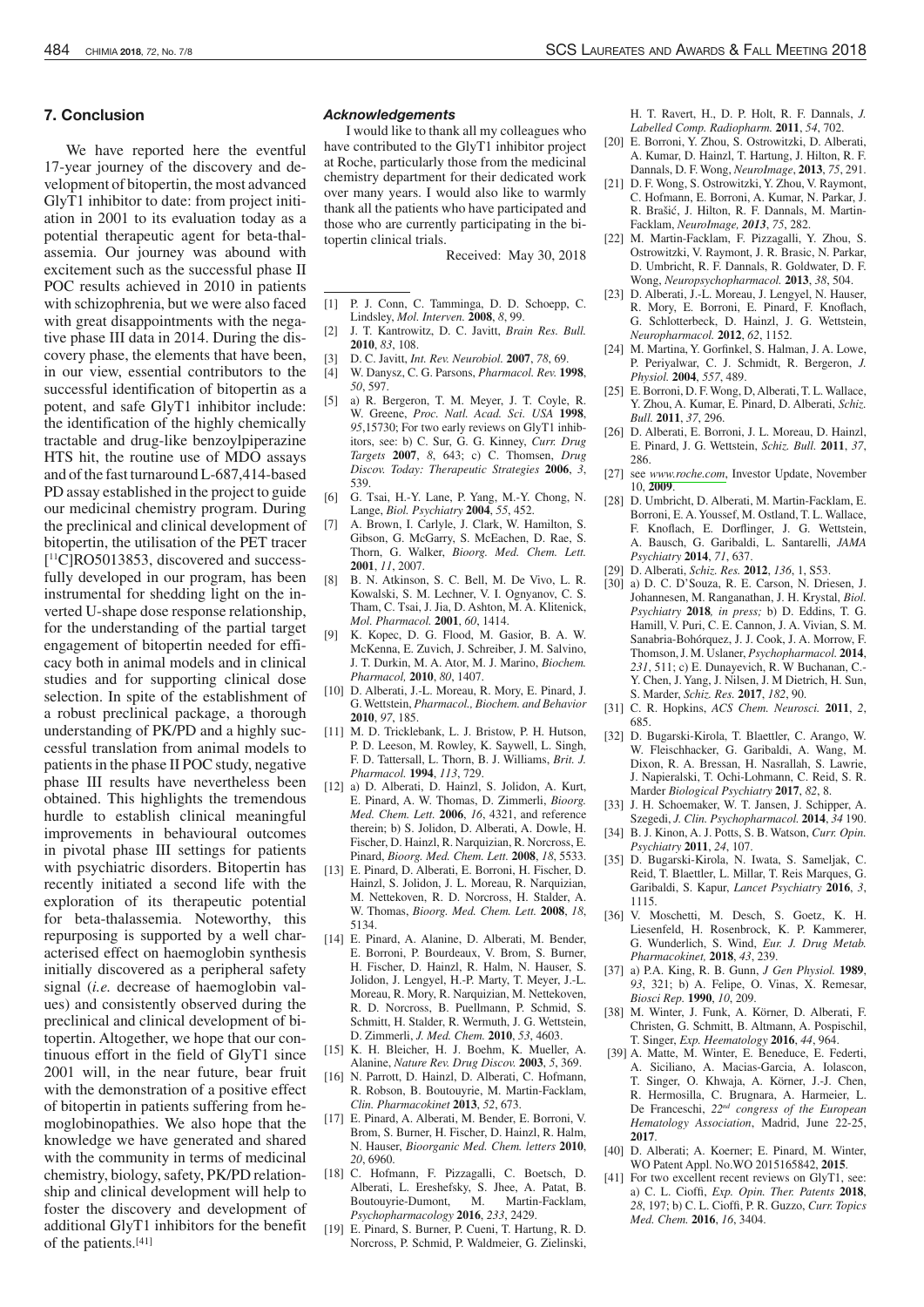## 7. Conclusion

We have reported here the eventful 17-year journey of the discovery and development of bitopertin, the most advanced GlyT1 inhibitor to date: from project initiation in 2001 to its evaluation today as a potential therapeutic agent for beta-thalassemia. Our journey was abound with excitement such as the successful phase II POC results achieved in 2010 in patients with schizophrenia, but we were also faced with great disappointments with the negative phase III data in 2014. During the discovery phase, the elements that have been, in our view, essential contributors to the successful identification of bitopertin as a potent, and safe GlyT1 inhibitor include: the identification of the highly chemically tractable and drug-like benzoylpiperazine HTS hit, the routine use of MDO assays and of the fast turnaround L-687,414-based PD assay established in the project to guide our medicinal chemistry program. During the preclinical and clinical development of bitopertin, the utilisation of the PET tracer [$^{11}$C]RO5013853, discovered and successfully developed in our program, has been instrumental for shedding light on the inverted U-shape dose response relationship, for the understanding of the partial target engagement of bitopertin needed for efficacy both in animal models and in clinical studies and for supporting clinical dose selection. In spite of the establishment of a robust preclinical package, a thorough understanding of PK/PD and a highly successful translation from animal models to patients in the phase II POC study, negative phase III results have nevertheless been obtained. This highlights the tremendous hurdle to establish clinical meaningful improvements in behavioural outcomes in pivotal phase III settings for patients with psychiatric disorders. Bitopertin has recently initiated a second life with the exploration of its therapeutic potential for beta-thalassemia. Noteworthy, this repurposing is supported by a well characterised effect on haemoglobin synthesis initially discovered as a peripheral safety signal (*i.e.* decrease of haemoglobin values) and consistently observed during the preclinical and clinical development of bitopertin. Altogether, we hope that our continuous effort in the field of GlyT1 since 2001 will, in the near future, bear fruit with the demonstration of a positive effect of bitopertin in patients suffering from hemoglobinopathies. We also hope that the knowledge we have generated and shared with the community in terms of medicinal chemistry, biology, safety, PK/PD relationship and clinical development will help to foster the discovery and development of additional GlyT1 inhibitors for the benefit of the patients.[41]

### *Acknowledgements*

I would like to thank all my colleagues who have contributed to the GlyT1 inhibitor project at Roche, particularly those from the medicinal chemistry department for their dedicated work over many years. I would also like to warmly thank all the patients who have participated and those who are currently participating in the bitopertin clinical trials.

Received: May 30, 2018

[1] P. J. Conn, C. Tamminga, D. D. Schoepp, C. Lindsley, *Mol. Interven.* **2008**, *8*, 99.
[2] J. T. Kantrowitz, D. C. Javitt, *Brain Res. Bull.* **2010**, *83*, 108.
[3] D. C. Javitt, *Int. Rev. Neurobiol.* **2007**, *78*, 69.
[4] W. Danysz, C. G. Parsons, *Pharmacol. Rev.* **1998**, *50*, 597.
[5] a) R. Bergeron, T. M. Meyer, J. T. Coyle, R. W. Greene, *Proc. Natl. Acad. Sci. USA* **1998**, *95*,15730; For two early reviews on GlyT1 inhibitors, see: b) C. Sur, G. G. Kinney, *Curr. Drug Targets* **2007**, *8*, 643; c) C. Thomsen, *Drug Discov. Today: Therapeutic Strategies* **2006**, *3*, 539.
[6] G. Tsai, H.-Y. Lane, P. Yang, M.-Y. Chong, N. Lange, *Biol. Psychiatry* **2004**, *55*, 452.
[7] A. Brown, I. Carlyle, J. Clark, W. Hamilton, S. Gibson, G. McGarry, S. McEachen, D. Rae, S. Thorn, G. Walker, *Bioorg. Med. Chem. Lett.* **2001**, *11*, 2007.
[8] B. N. Atkinson, S. C. Bell, M. De Vivo, L. R. Kowalski, S. M. Lechner, V. I. Ognyanov, C. S. Tham, C. Tsai, J. Jia, D. Ashton, M. A. Klitenick, *Mol. Pharmacol.* **2001**, *60*, 1414.
[9] K. Kopec, D. G. Flood, M. Gasior, B. A. W. McKenna, E. Zuvich, J. Schreiber, J. M. Salvino, J. T. Durkin, M. A. Ator, M. J. Marino, *Biochem. Pharmacol,* **2010**, *80*, 1407.
[10] D. Alberati, J.-L. Moreau, R. Mory, E. Pinard, J. G. Wettstein, *Pharmacol., Biochem. and Behavior* **2010**, *97*, 185.
[11] M. D. Tricklebank, L. J. Bristow, P. H. Hutson, P. D. Leeson, M. Rowley, K. Saywell, L. Singh, F. D. Tattersall, L. Thorn, B. J. Williams, *Brit. J. Pharmacol.* **1994**, *113*, 729.
[12] a) D. Alberati, D. Hainzl, S. Jolidon, A. Kurt, E. Pinard, A. W. Thomas, D. Zimmerli, *Bioorg. Med. Chem. Lett.* **2006**, *16*, 4321, and reference therein; b) S. Jolidon, D. Alberati, A. Dowle, H. Fischer, D. Hainzl, R. Narquizian, R. Norcross, E. Pinard, *Bioorg. Med. Chem. Lett.* **2008**, *18*, 5533.
[13] E. Pinard, D. Alberati, E. Borroni, H. Fischer, D. Hainzl, S. Jolidon, J. L. Moreau, R. Narquizian, M. Nettekoven, R. D. Norcross, H. Stalder, A. W. Thomas, *Bioorg. Med. Chem. Lett.* **2008**, *18*, 5134.
[14] E. Pinard, A. Alanine, D. Alberati, M. Bender, E. Borroni, P. Bourdeaux, V. Brom, S. Burner, H. Fischer, D. Hainzl, R. Halm, N. Hauser, S. Jolidon, J. Lengyel, H.-P. Marty, T. Meyer, J.-L. Moreau, R. Mory, R. Narquizian, M. Nettekoven, R. D. Norcross, B. Puellmann, P. Schmid, S. Schmitt, H. Stalder, R. Wermuth, J. G. Wettstein, D. Zimmerli, *J. Med. Chem.* **2010**, *53*, 4603.
[15] K. H. Bleicher, H. J. Boehm, K. Mueller, A. Alanine, *Nature Rev. Drug Discov.* **2003**, *5*, 369.
[16] N. Parrott, D. Hainzl, D. Alberati, C. Hofmann, R. Robson, B. Boutouyrie, M. Martin-Facklam, *Clin. Pharmacokinet* **2013**, *52*, 673.
[17] E. Pinard, A. Alberati, M. Bender, E. Borroni, V. Brom, S. Burner, H. Fischer, D. Hainzl, R. Halm, N. Hauser, *Bioorganic Med. Chem. letters* **2010**, *20*, 6960.
[18] C. Hofmann, F. Pizzagalli, C. Boetsch, D. Alberati, L. Ereshefsky, S. Jhee, A. Patat, B. Boutouyrie-Dumont, M. Martin-Facklam, *Psychopharmacology* **2016**, *233*, 2429.
[19] E. Pinard, S. Burner, P. Cueni, T. Hartung, R. D. Norcross, P. Schmid, P. Waldmeier, G. Zielinski, H. T. Ravert, H., D. P. Holt, R. F. Dannals, *J. Labelled Comp. Radiopharm.* **2011**, *54*, 702.
[20] E. Borroni, Y. Zhou, S. Ostrowitzki, D. Alberati, A. Kumar, D. Hainzl, T. Hartung, J. Hilton, R. F. Dannals, D. F. Wong, *NeuroImage*, **2013**, *75*, 291.
[21] D. F. Wong, S. Ostrowitzki, Y. Zhou, V. Raymont, C. Hofmann, E. Borroni, A. Kumar, N. Parkar, J. R. Brašić, J. Hilton, R. F. Dannals, M. Martin-Facklam, *NeuroImage, 2013*, *75*, 282.
[22] M. Martin-Facklam, F. Pizzagalli, Y. Zhou, S. Ostrowitzki, V. Raymont, J. R. Brasic, N. Parkar, D. Umbricht, R. F. Dannals, R. Goldwater, D. F. Wong, *Neuropsychopharmacol.* **2013**, *38*, 504.
[23] D. Alberati, J.-L. Moreau, J. Lengyel, N. Hauser, R. Mory, E. Borroni, E. Pinard, F. Knoflach, G. Schlotterbeck, D. Hainzl, J. G. Wettstein, *Neuropharmacol.* **2012**, *62*, 1152.
[24] M. Martina, Y. Gorfinkel, S. Halman, J. A. Lowe, P. Periyalwar, C. J. Schmidt, R. Bergeron, *J. Physiol.* **2004**, *557*, 489.
[25] E. Borroni, D. F. Wong, D, Alberati, T. L. Wallace, Y. Zhou, A. Kumar, E. Pinard, D. Alberati, *Schiz. Bull.* **2011**, *37*, 296.
[26] D. Alberati, E. Borroni, J. L. Moreau, D. Hainzl, E. Pinard, J. G. Wettstein, *Schiz. Bull.* **2011**, *37*, 286.
[27] see *www.roche.com*, Investor Update, November 10, **2009**.
[28] D. Umbricht, D. Alberati, M. Martin-Facklam, E. Borroni, E. A. Youssef, M. Ostland, T. L. Wallace, F. Knoflach, E. Dorflinger, J. G. Wettstein, A. Bausch, G. Garibaldi, L. Santarelli, *JAMA Psychiatry* **2014**, *71*, 637.
[29] D. Alberati, *Schiz. Res.* **2012**, *136*, 1, S53.
[30] a) D. C. D'Souza, R. E. Carson, N. Driesen, J. Johannesen, M. Ranganathan, J. H. Krystal, *Biol. Psychiatry* **2018***, in press;* b) D. Eddins, T. G. Hamill, V. Puri, C. E. Cannon, J. A. Vivian, S. M. Sanabria-Bohórquez, J. J. Cook, J. A. Morrow, F. Thomson, J. M. Uslaner, *Psychopharmacol.* **2014**, *231*, 511; c) E. Dunayevich, R. W Buchanan, C.-Y. Chen, J. Yang, J. Nilsen, J. M Dietrich, H. Sun, S. Marder, *Schiz. Res.* **2017**, *182*, 90.
[31] C. R. Hopkins, *ACS Chem. Neurosci.* **2011**, *2*, 685.
[32] D. Bugarski-Kirola, T. Blaettler, C. Arango, W. W. Fleischhacker, G. Garibaldi, A. Wang, M. Dixon, R. A. Bressan, H. Nasrallah, S. Lawrie, J. Napieralski, T. Ochi-Lohmann, C. Reid, S. R. Marder *Biological Psychiatry* **2017**, *82*, 8.
[33] J. H. Schoemaker, W. T. Jansen, J. Schipper, A. Szegedi, *J. Clin. Psychopharmacol.* **2014**, *34* 190.
[34] B. J. Kinon, A. J. Potts, S. B. Watson, *Curr. Opin. Psychiatry* **2011**, *24*, 107.
[35] D. Bugarski-Kirola, N. Iwata, S. Sameljak, C. Reid, T. Blaettler, L. Millar, T. Reis Marques, G. Garibaldi, S. Kapur, *Lancet Psychiatry* **2016**, *3*, 1115.
[36] V. Moschetti, M. Desch, S. Goetz, K. H. Liesenfeld, H. Rosenbrock, K. P. Kammerer, G. Wunderlich, S. Wind, *Eur. J. Drug Metab. Pharmacokinet,* **2018**, *43*, 239.
[37] a) P.A. King, R. B. Gunn, *J Gen Physiol.* **1989**, *93*, 321; b) A. Felipe, O. Vinas, X. Remesar, *Biosci Rep.* **1990**, *10*, 209.
[38] M. Winter, J. Funk, A. Körner, D. Alberati, F. Christen, G. Schmitt, B. Altmann, A. Pospischil, T. Singer, *Exp. Heematology* **2016**, *44*, 964.
[39] A. Matte, M. Winter, E. Beneduce, E. Federti, A. Siciliano, A. Macias-Garcia, A. Iolascon, T. Singer, O. Khwaja, A. Körner, J.-J. Chen, R. Hermosilla, C. Brugnara, A. Harmeier, L. De Franceschi, *22nd congress of the European Hematology Association*, Madrid, June 22-25, **2017**.
[40] D. Alberati; A. Koerner; E. Pinard, M. Winter, WO Patent Appl. No.WO 2015165842, **2015**.
[41] For two excellent recent reviews on GlyT1, see: a) C. L. Cioffi, *Exp. Opin. Ther. Patents* **2018**, *28*, 197; b) C. L. Cioffi, P. R. Guzzo, *Curr. Topics Med. Chem.* **2016**, *16*, 3404.